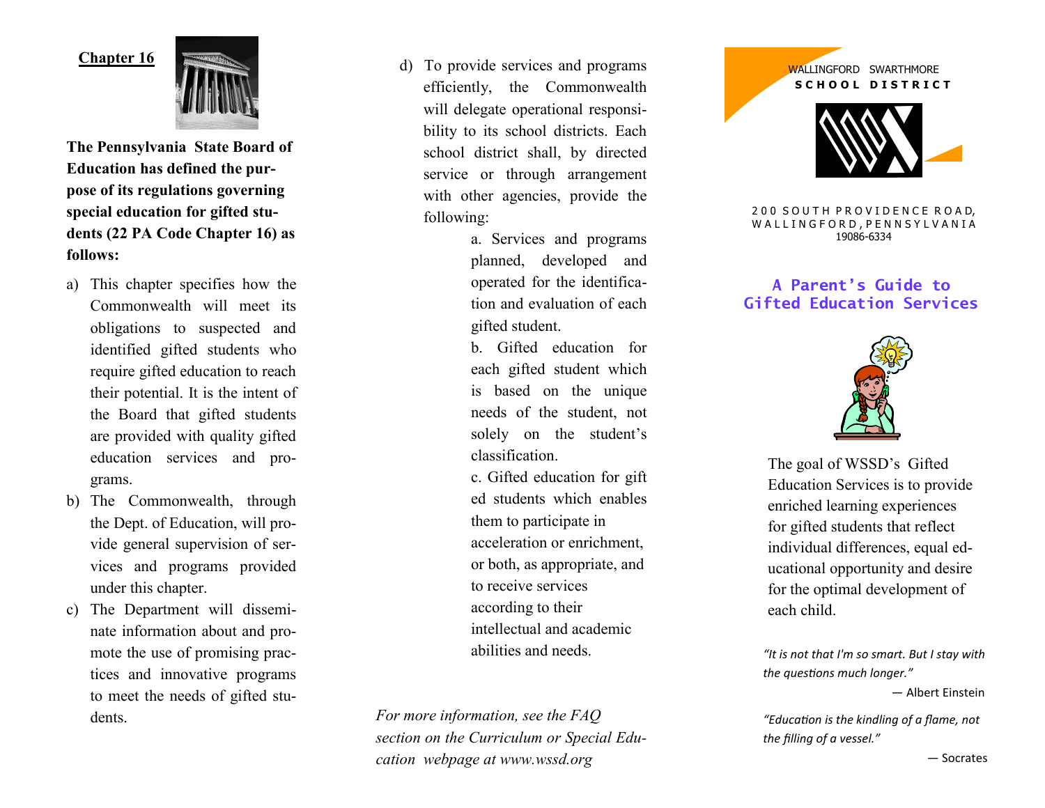## Chapter 16

**The Pennsylvania State Board of Education has defined the purpose of its regulations governing special education for gifted students (22 PA Code Chapter 16) as follows:**

a) This chapter specifies how the Commonwealth will meet its obligations to suspected and identified gifted students who require gifted education to reach their potential. It is the intent of the Board that gifted students are provided with quality gifted education services and programs.

b) The Commonwealth, through the Dept. of Education, will provide general supervision of services and programs provided under this chapter.

c) The Department will disseminate information about and promote the use of promising practices and innovative programs to meet the needs of gifted students.

d) To provide services and programs efficiently, the Commonwealth will delegate operational responsibility to its school districts. Each school district shall, by directed service or through arrangement with other agencies, provide the following:

   a. Services and programs planned, developed and operated for the identification and evaluation of each gifted student.

   b. Gifted education for each gifted student which is based on the unique needs of the student, not solely on the student's classification.

   c. Gifted education for gifted students which enables them to participate in acceleration or enrichment, or both, as appropriate, and to receive services according to their intellectual and academic abilities and needs.

*For more information, see the FAQ section on the Curriculum or Special Education webpage at www.wssd.org*

WALLINGFORD SWARTHMORE
**SCHOOL DISTRICT**

200 SOUTH PROVIDENCE ROAD,
WALLINGFORD, PENNSYLVANIA
19086-6334

# A Parent's Guide to Gifted Education Services

The goal of WSSD's Gifted Education Services is to provide enriched learning experiences for gifted students that reflect individual differences, equal educational opportunity and desire for the optimal development of each child.

*"It is not that I'm so smart. But I stay with the questions much longer."*

— Albert Einstein

*"Education is the kindling of a flame, not the filling of a vessel."*

— Socrates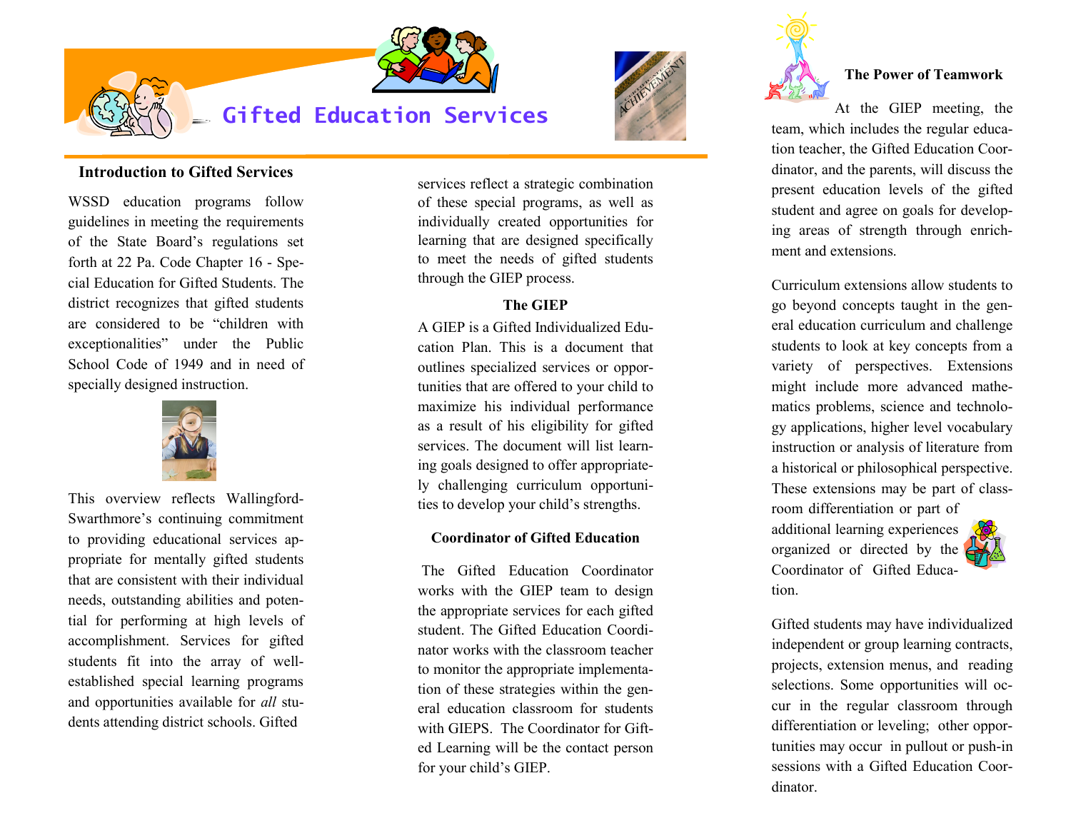# Gifted Education Services

### Introduction to Gifted Services

WSSD education programs follow guidelines in meeting the requirements of the State Board's regulations set forth at 22 Pa. Code Chapter 16 - Special Education for Gifted Students. The district recognizes that gifted students are considered to be "children with exceptionalities" under the Public School Code of 1949 and in need of specially designed instruction.

This overview reflects Wallingford-Swarthmore's continuing commitment to providing educational services appropriate for mentally gifted students that are consistent with their individual needs, outstanding abilities and potential for performing at high levels of accomplishment. Services for gifted students fit into the array of well-established special learning programs and opportunities available for *all* students attending district schools. Gifted services reflect a strategic combination of these special programs, as well as individually created opportunities for learning that are designed specifically to meet the needs of gifted students through the GIEP process.

### The GIEP

A GIEP is a Gifted Individualized Education Plan. This is a document that outlines specialized services or opportunities that are offered to your child to maximize his individual performance as a result of his eligibility for gifted services. The document will list learning goals designed to offer appropriately challenging curriculum opportunities to develop your child's strengths.

### Coordinator of Gifted Education

The Gifted Education Coordinator works with the GIEP team to design the appropriate services for each gifted student. The Gifted Education Coordinator works with the classroom teacher to monitor the appropriate implementation of these strategies within the general education classroom for students with GIEPS. The Coordinator for Gifted Learning will be the contact person for your child's GIEP.

### The Power of Teamwork

At the GIEP meeting, the team, which includes the regular education teacher, the Gifted Education Coordinator, and the parents, will discuss the present education levels of the gifted student and agree on goals for developing areas of strength through enrichment and extensions.

Curriculum extensions allow students to go beyond concepts taught in the general education curriculum and challenge students to look at key concepts from a variety of perspectives. Extensions might include more advanced mathematics problems, science and technology applications, higher level vocabulary instruction or analysis of literature from a historical or philosophical perspective. These extensions may be part of classroom differentiation or part of additional learning experiences organized or directed by the Coordinator of Gifted Education.

Gifted students may have individualized independent or group learning contracts, projects, extension menus, and reading selections. Some opportunities will occur in the regular classroom through differentiation or leveling; other opportunities may occur in pullout or push-in sessions with a Gifted Education Coordinator.